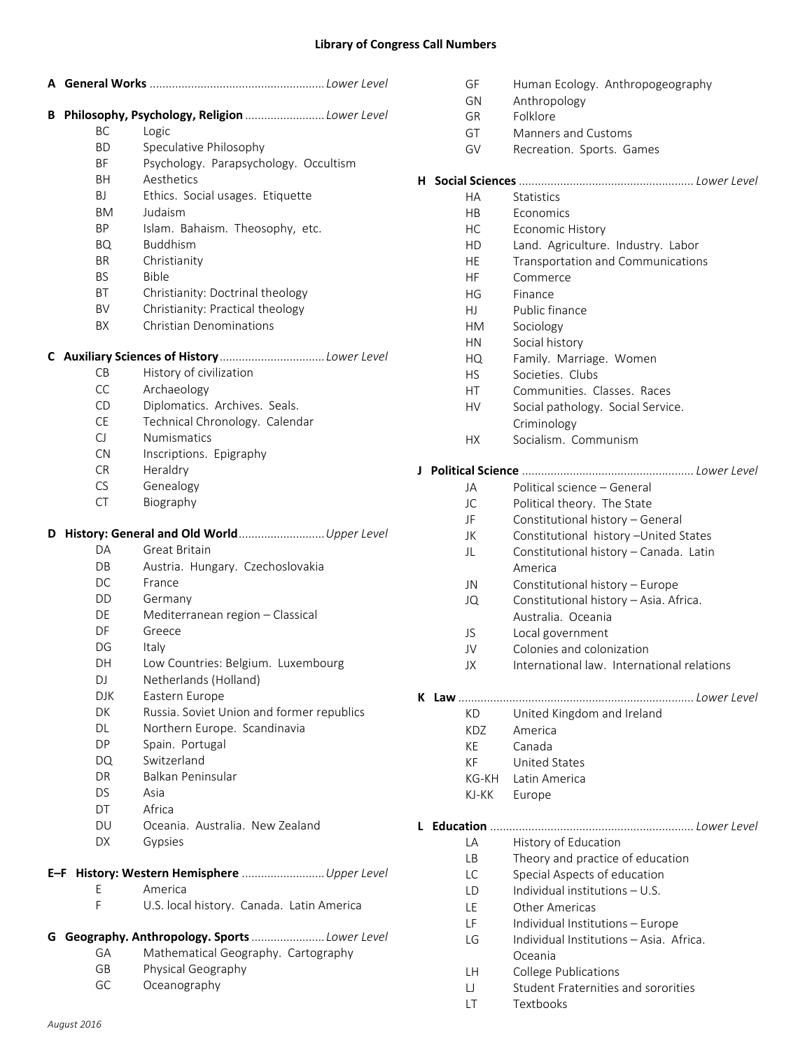# Library of Congress Call Numbers

**A General Works** ....................................................... *Lower Level*

**B Philosophy, Psychology, Religion** ......................... *Lower Level*

| | |
|---|---|
| BC | Logic |
| BD | Speculative Philosophy |
| BF | Psychology. Parapsychology. Occultism |
| BH | Aesthetics |
| BJ | Ethics. Social usages. Etiquette |
| BM | Judaism |
| BP | Islam. Bahaism. Theosophy, etc. |
| BQ | Buddhism |
| BR | Christianity |
| BS | Bible |
| BT | Christianity: Doctrinal theology |
| BV | Christianity: Practical theology |
| BX | Christian Denominations |

**C Auxiliary Sciences of History** ................................. *Lower Level*

| | |
|---|---|
| CB | History of civilization |
| CC | Archaeology |
| CD | Diplomatics. Archives. Seals. |
| CE | Technical Chronology. Calendar |
| CJ | Numismatics |
| CN | Inscriptions. Epigraphy |
| CR | Heraldry |
| CS | Genealogy |
| CT | Biography |

**D History: General and Old World** ........................... *Upper Level*

| | |
|---|---|
| DA | Great Britain |
| DB | Austria. Hungary. Czechoslovakia |
| DC | France |
| DD | Germany |
| DE | Mediterranean region – Classical |
| DF | Greece |
| DG | Italy |
| DH | Low Countries: Belgium. Luxembourg |
| DJ | Netherlands (Holland) |
| DJK | Eastern Europe |
| DK | Russia. Soviet Union and former republics |
| DL | Northern Europe. Scandinavia |
| DP | Spain. Portugal |
| DQ | Switzerland |
| DR | Balkan Peninsular |
| DS | Asia |
| DT | Africa |
| DU | Oceania. Australia. New Zealand |
| DX | Gypsies |

**E–F History: Western Hemisphere** .......................... *Upper Level*

| | |
|---|---|
| E | America |
| F | U.S. local history. Canada. Latin America |

**G Geography. Anthropology. Sports** ....................... *Lower Level*

| | |
|---|---|
| GA | Mathematical Geography. Cartography |
| GB | Physical Geography |
| GC | Oceanography |
| GF | Human Ecology. Anthropogeography |
| GN | Anthropology |
| GR | Folklore |
| GT | Manners and Customs |
| GV | Recreation. Sports. Games |

**H Social Sciences** ...................................................... *Lower Level*

| | |
|---|---|
| HA | Statistics |
| HB | Economics |
| HC | Economic History |
| HD | Land. Agriculture. Industry. Labor |
| HE | Transportation and Communications |
| HF | Commerce |
| HG | Finance |
| HJ | Public finance |
| HM | Sociology |
| HN | Social history |
| HQ | Family. Marriage. Women |
| HS | Societies. Clubs |
| HT | Communities. Classes. Races |
| HV | Social pathology. Social Service. Criminology |
| HX | Socialism. Communism |

**J Political Science** ..................................................... *Lower Level*

| | |
|---|---|
| JA | Political science – General |
| JC | Political theory. The State |
| JF | Constitutional history – General |
| JK | Constitutional history –United States |
| JL | Constitutional history – Canada. Latin America |
| JN | Constitutional history – Europe |
| JQ | Constitutional history – Asia. Africa. Australia. Oceania |
| JS | Local government |
| JV | Colonies and colonization |
| JX | International law. International relations |

**K Law** ......................................................................... *Lower Level*

| | |
|---|---|
| KD | United Kingdom and Ireland |
| KDZ | America |
| KE | Canada |
| KF | United States |
| KG-KH | Latin America |
| KJ-KK | Europe |

**L Education** ................................................................ *Lower Level*

| | |
|---|---|
| LA | History of Education |
| LB | Theory and practice of education |
| LC | Special Aspects of education |
| LD | Individual institutions – U.S. |
| LE | Other Americas |
| LF | Individual Institutions – Europe |
| LG | Individual Institutions – Asia. Africa. Oceania |
| LH | College Publications |
| LJ | Student Fraternities and sororities |
| LT | Textbooks |

*August 2016*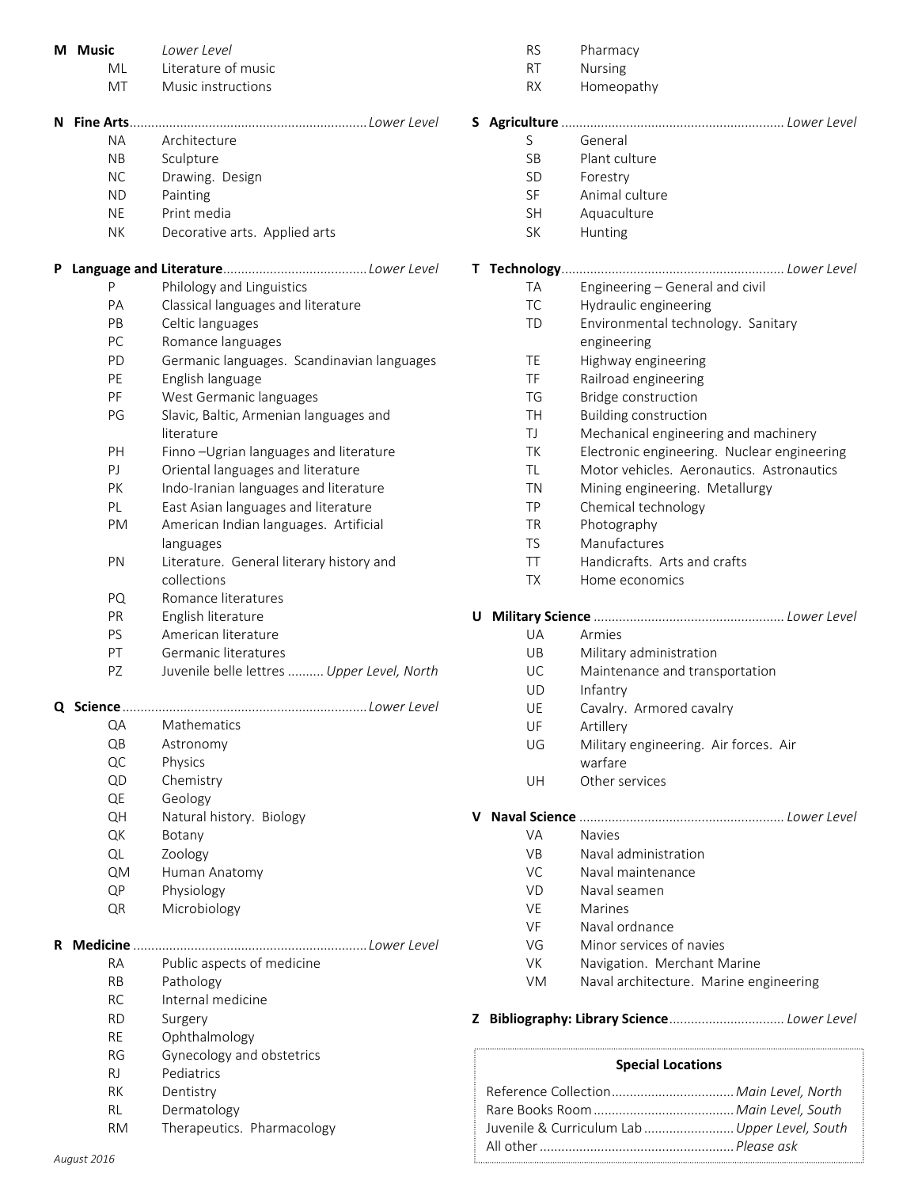**M Music** *Lower Level*

| | |
|---|---|
| ML | Literature of music |
| MT | Music instructions |

**N Fine Arts** ........ *Lower Level*

| | |
|---|---|
| NA | Architecture |
| NB | Sculpture |
| NC | Drawing. Design |
| ND | Painting |
| NE | Print media |
| NK | Decorative arts. Applied arts |

**P Language and Literature** ........ *Lower Level*

| | |
|---|---|
| P | Philology and Linguistics |
| PA | Classical languages and literature |
| PB | Celtic languages |
| PC | Romance languages |
| PD | Germanic languages. Scandinavian languages |
| PE | English language |
| PF | West Germanic languages |
| PG | Slavic, Baltic, Armenian languages and literature |
| PH | Finno –Ugrian languages and literature |
| PJ | Oriental languages and literature |
| PK | Indo-Iranian languages and literature |
| PL | East Asian languages and literature |
| PM | American Indian languages. Artificial languages |
| PN | Literature. General literary history and collections |
| PQ | Romance literatures |
| PR | English literature |
| PS | American literature |
| PT | Germanic literatures |
| PZ | Juvenile belle lettres .......... *Upper Level, North* |

**Q Science** ........ *Lower Level*

| | |
|---|---|
| QA | Mathematics |
| QB | Astronomy |
| QC | Physics |
| QD | Chemistry |
| QE | Geology |
| QH | Natural history. Biology |
| QK | Botany |
| QL | Zoology |
| QM | Human Anatomy |
| QP | Physiology |
| QR | Microbiology |

**R Medicine** ........ *Lower Level*

| | |
|---|---|
| RA | Public aspects of medicine |
| RB | Pathology |
| RC | Internal medicine |
| RD | Surgery |
| RE | Ophthalmology |
| RG | Gynecology and obstetrics |
| RJ | Pediatrics |
| RK | Dentistry |
| RL | Dermatology |
| RM | Therapeutics. Pharmacology |
| RS | Pharmacy |
| RT | Nursing |
| RX | Homeopathy |

**S Agriculture** ........ *Lower Level*

| | |
|---|---|
| S | General |
| SB | Plant culture |
| SD | Forestry |
| SF | Animal culture |
| SH | Aquaculture |
| SK | Hunting |

**T Technology** ........ *Lower Level*

| | |
|---|---|
| TA | Engineering – General and civil |
| TC | Hydraulic engineering |
| TD | Environmental technology. Sanitary engineering |
| TE | Highway engineering |
| TF | Railroad engineering |
| TG | Bridge construction |
| TH | Building construction |
| TJ | Mechanical engineering and machinery |
| TK | Electronic engineering. Nuclear engineering |
| TL | Motor vehicles. Aeronautics. Astronautics |
| TN | Mining engineering. Metallurgy |
| TP | Chemical technology |
| TR | Photography |
| TS | Manufactures |
| TT | Handicrafts. Arts and crafts |
| TX | Home economics |

**U Military Science** ........ *Lower Level*

| | |
|---|---|
| UA | Armies |
| UB | Military administration |
| UC | Maintenance and transportation |
| UD | Infantry |
| UE | Cavalry. Armored cavalry |
| UF | Artillery |
| UG | Military engineering. Air forces. Air warfare |
| UH | Other services |

**V Naval Science** ........ *Lower Level*

| | |
|---|---|
| VA | Navies |
| VB | Naval administration |
| VC | Naval maintenance |
| VD | Naval seamen |
| VE | Marines |
| VF | Naval ordnance |
| VG | Minor services of navies |
| VK | Navigation. Merchant Marine |
| VM | Naval architecture. Marine engineering |

**Z Bibliography: Library Science** ........ *Lower Level*

**Special Locations**

| | |
|---|---|
| Reference Collection | *Main Level, North* |
| Rare Books Room | *Main Level, South* |
| Juvenile & Curriculum Lab | *Upper Level, South* |
| All other | *Please ask* |

*August 2016*